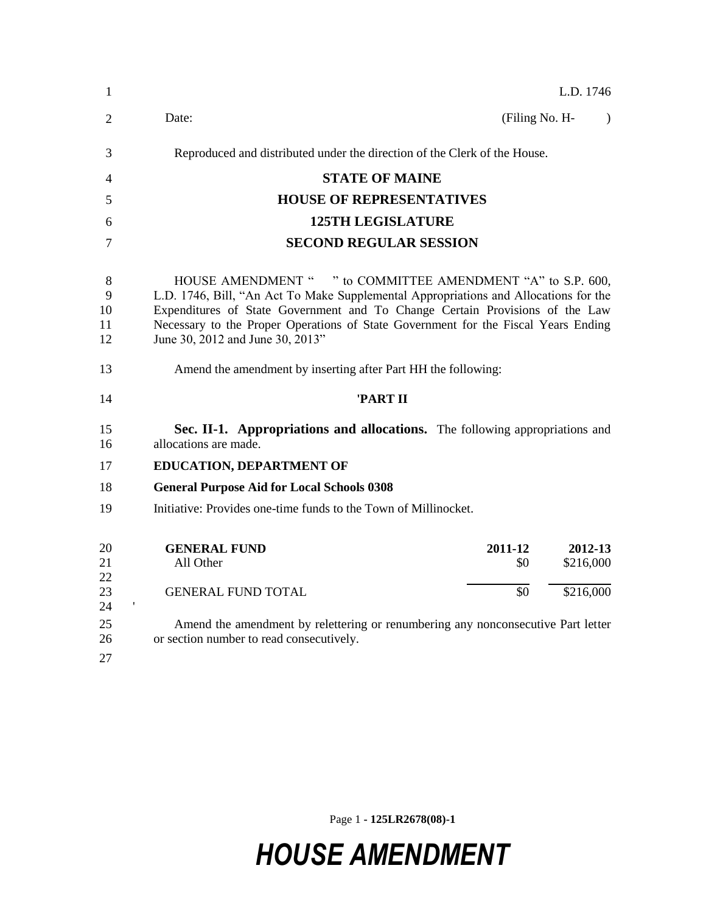L.D. 1746

Date: (Filing No. H- )

Reproduced and distributed under the direction of the Clerk of the House.

# STATE OF MAINE

## HOUSE OF REPRESENTATIVES

## 125TH LEGISLATURE

## SECOND REGULAR SESSION

HOUSE AMENDMENT " " to COMMITTEE AMENDMENT "A" to S.P. 600, L.D. 1746, Bill, "An Act To Make Supplemental Appropriations and Allocations for the Expenditures of State Government and To Change Certain Provisions of the Law Necessary to the Proper Operations of State Government for the Fiscal Years Ending June 30, 2012 and June 30, 2013"

Amend the amendment by inserting after Part HH the following:

**'PART II**

**Sec. II-1. Appropriations and allocations.** The following appropriations and allocations are made.

**EDUCATION, DEPARTMENT OF**

**General Purpose Aid for Local Schools 0308**

Initiative: Provides one-time funds to the Town of Millinocket.

| **GENERAL FUND** | **2011-12** | **2012-13** |
|---|---|---|
| All Other | $0 | $216,000 |
| GENERAL FUND TOTAL | $0 | $216,000 |

'

Amend the amendment by relettering or renumbering any nonconsecutive Part letter or section number to read consecutively.

125LR2678(08)-1

HOUSE AMENDMENT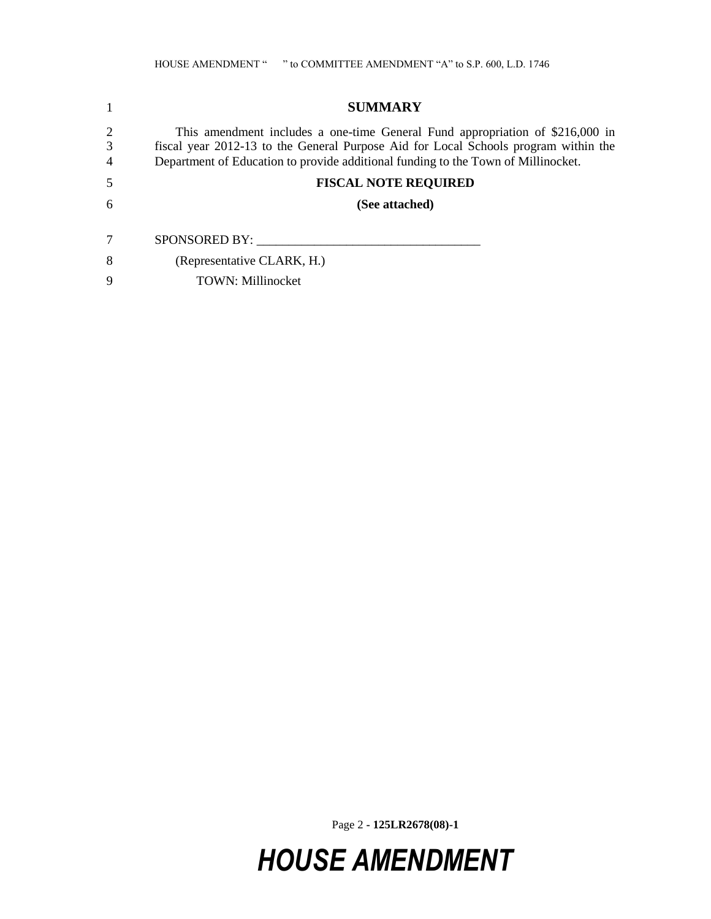## SUMMARY

This amendment includes a one-time General Fund appropriation of $216,000 in fiscal year 2012-13 to the General Purpose Aid for Local Schools program within the Department of Education to provide additional funding to the Town of Millinocket.

**FISCAL NOTE REQUIRED**

**(See attached)**

SPONSORED BY: ____________________________________

(Representative CLARK, H.)

TOWN: Millinocket